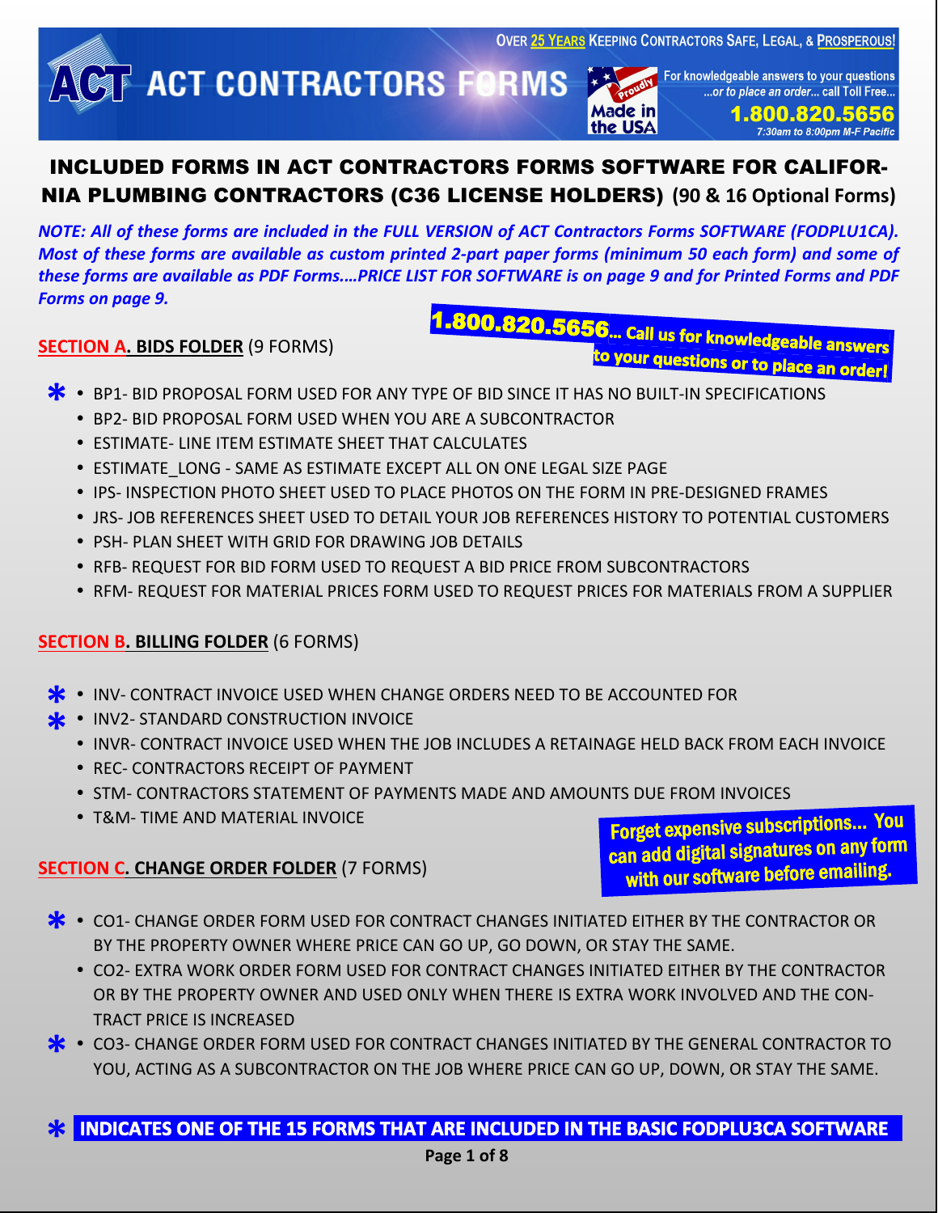OVER 25 YEARS KEEPING CONTRACTORS SAFE, LEGAL, & PROSPEROUS!

ACT CONTRACTORS FORMS

Proudly Made in the USA

For knowledgeable answers to your questions ...or to place an order... call Toll Free...
**1.800.820.5656**
*7:30am to 8:00pm M-F Pacific*

# INCLUDED FORMS IN ACT CONTRACTORS FORMS SOFTWARE FOR CALIFORNIA PLUMBING CONTRACTORS (C36 LICENSE HOLDERS) (90 & 16 Optional Forms)

***NOTE: All of these forms are included in the FULL VERSION of ACT Contractors Forms SOFTWARE (FODPLU1CA). Most of these forms are available as custom printed 2-part paper forms (minimum 50 each form) and some of these forms are available as PDF Forms....PRICE LIST FOR SOFTWARE is on page 9 and for Printed Forms and PDF Forms on page 9.***

**1.800.820.5656... Call us for knowledgeable answers to your questions or to place an order!**

## SECTION A. BIDS FOLDER (9 FORMS)

- * BP1- BID PROPOSAL FORM USED FOR ANY TYPE OF BID SINCE IT HAS NO BUILT-IN SPECIFICATIONS
- BP2- BID PROPOSAL FORM USED WHEN YOU ARE A SUBCONTRACTOR
- ESTIMATE- LINE ITEM ESTIMATE SHEET THAT CALCULATES
- ESTIMATE_LONG - SAME AS ESTIMATE EXCEPT ALL ON ONE LEGAL SIZE PAGE
- IPS- INSPECTION PHOTO SHEET USED TO PLACE PHOTOS ON THE FORM IN PRE-DESIGNED FRAMES
- JRS- JOB REFERENCES SHEET USED TO DETAIL YOUR JOB REFERENCES HISTORY TO POTENTIAL CUSTOMERS
- PSH- PLAN SHEET WITH GRID FOR DRAWING JOB DETAILS
- RFB- REQUEST FOR BID FORM USED TO REQUEST A BID PRICE FROM SUBCONTRACTORS
- RFM- REQUEST FOR MATERIAL PRICES FORM USED TO REQUEST PRICES FOR MATERIALS FROM A SUPPLIER

## SECTION B. BILLING FOLDER (6 FORMS)

- * INV- CONTRACT INVOICE USED WHEN CHANGE ORDERS NEED TO BE ACCOUNTED FOR
- * INV2- STANDARD CONSTRUCTION INVOICE
- INVR- CONTRACT INVOICE USED WHEN THE JOB INCLUDES A RETAINAGE HELD BACK FROM EACH INVOICE
- REC- CONTRACTORS RECEIPT OF PAYMENT
- STM- CONTRACTORS STATEMENT OF PAYMENTS MADE AND AMOUNTS DUE FROM INVOICES
- T&M- TIME AND MATERIAL INVOICE

**Forget expensive subscriptions... You can add digital signatures on any form with our software before emailing.**

## SECTION C. CHANGE ORDER FOLDER (7 FORMS)

- * CO1- CHANGE ORDER FORM USED FOR CONTRACT CHANGES INITIATED EITHER BY THE CONTRACTOR OR BY THE PROPERTY OWNER WHERE PRICE CAN GO UP, GO DOWN, OR STAY THE SAME.
- CO2- EXTRA WORK ORDER FORM USED FOR CONTRACT CHANGES INITIATED EITHER BY THE CONTRACTOR OR BY THE PROPERTY OWNER AND USED ONLY WHEN THERE IS EXTRA WORK INVOLVED AND THE CONTRACT PRICE IS INCREASED
- * CO3- CHANGE ORDER FORM USED FOR CONTRACT CHANGES INITIATED BY THE GENERAL CONTRACTOR TO YOU, ACTING AS A SUBCONTRACTOR ON THE JOB WHERE PRICE CAN GO UP, DOWN, OR STAY THE SAME.

**\* INDICATES ONE OF THE 15 FORMS THAT ARE INCLUDED IN THE BASIC FODPLU3CA SOFTWARE**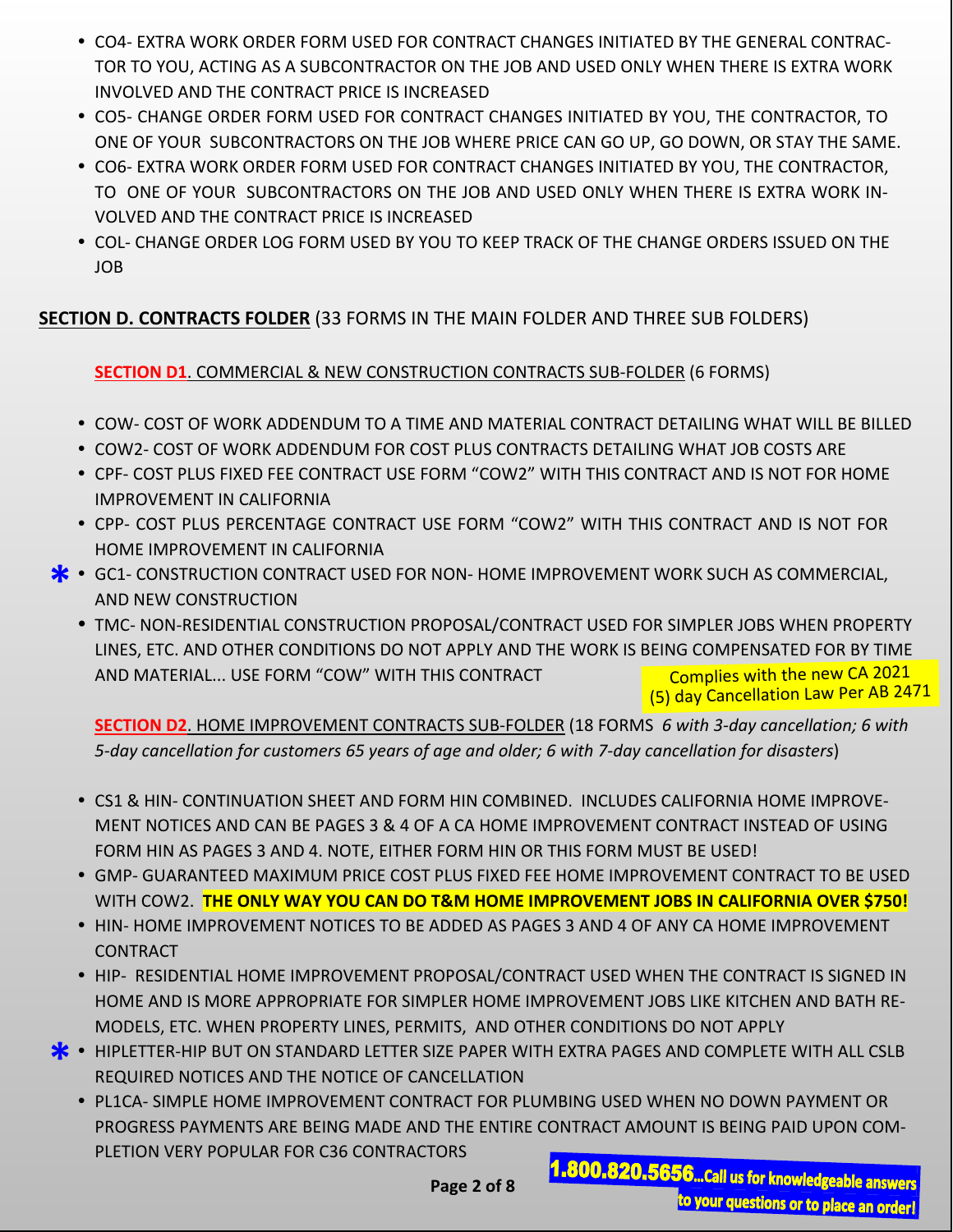- CO4- EXTRA WORK ORDER FORM USED FOR CONTRACT CHANGES INITIATED BY THE GENERAL CONTRACTOR TO YOU, ACTING AS A SUBCONTRACTOR ON THE JOB AND USED ONLY WHEN THERE IS EXTRA WORK INVOLVED AND THE CONTRACT PRICE IS INCREASED
- CO5- CHANGE ORDER FORM USED FOR CONTRACT CHANGES INITIATED BY YOU, THE CONTRACTOR, TO ONE OF YOUR SUBCONTRACTORS ON THE JOB WHERE PRICE CAN GO UP, GO DOWN, OR STAY THE SAME.
- CO6- EXTRA WORK ORDER FORM USED FOR CONTRACT CHANGES INITIATED BY YOU, THE CONTRACTOR, TO ONE OF YOUR SUBCONTRACTORS ON THE JOB AND USED ONLY WHEN THERE IS EXTRA WORK INVOLVED AND THE CONTRACT PRICE IS INCREASED
- COL- CHANGE ORDER LOG FORM USED BY YOU TO KEEP TRACK OF THE CHANGE ORDERS ISSUED ON THE JOB

## **SECTION D. CONTRACTS FOLDER** (33 FORMS IN THE MAIN FOLDER AND THREE SUB FOLDERS)

### **SECTION D1**. COMMERCIAL & NEW CONSTRUCTION CONTRACTS SUB-FOLDER (6 FORMS)

- COW- COST OF WORK ADDENDUM TO A TIME AND MATERIAL CONTRACT DETAILING WHAT WILL BE BILLED
- COW2- COST OF WORK ADDENDUM FOR COST PLUS CONTRACTS DETAILING WHAT JOB COSTS ARE
- CPF- COST PLUS FIXED FEE CONTRACT USE FORM "COW2" WITH THIS CONTRACT AND IS NOT FOR HOME IMPROVEMENT IN CALIFORNIA
- CPP- COST PLUS PERCENTAGE CONTRACT USE FORM "COW2" WITH THIS CONTRACT AND IS NOT FOR HOME IMPROVEMENT IN CALIFORNIA
- * GC1- CONSTRUCTION CONTRACT USED FOR NON- HOME IMPROVEMENT WORK SUCH AS COMMERCIAL, AND NEW CONSTRUCTION
- TMC- NON-RESIDENTIAL CONSTRUCTION PROPOSAL/CONTRACT USED FOR SIMPLER JOBS WHEN PROPERTY LINES, ETC. AND OTHER CONDITIONS DO NOT APPLY AND THE WORK IS BEING COMPENSATED FOR BY TIME AND MATERIAL... USE FORM "COW" WITH THIS CONTRACT

Complies with the new CA 2021 (5) day Cancellation Law Per AB 2471

### **SECTION D2**. HOME IMPROVEMENT CONTRACTS SUB-FOLDER (18 FORMS *6 with 3-day cancellation; 6 with 5-day cancellation for customers 65 years of age and older; 6 with 7-day cancellation for disasters*)

- CS1 & HIN- CONTINUATION SHEET AND FORM HIN COMBINED. INCLUDES CALIFORNIA HOME IMPROVEMENT NOTICES AND CAN BE PAGES 3 & 4 OF A CA HOME IMPROVEMENT CONTRACT INSTEAD OF USING FORM HIN AS PAGES 3 AND 4. NOTE, EITHER FORM HIN OR THIS FORM MUST BE USED!
- GMP- GUARANTEED MAXIMUM PRICE COST PLUS FIXED FEE HOME IMPROVEMENT CONTRACT TO BE USED WITH COW2. **THE ONLY WAY YOU CAN DO T&M HOME IMPROVEMENT JOBS IN CALIFORNIA OVER $750!**
- HIN- HOME IMPROVEMENT NOTICES TO BE ADDED AS PAGES 3 AND 4 OF ANY CA HOME IMPROVEMENT CONTRACT
- HIP- RESIDENTIAL HOME IMPROVEMENT PROPOSAL/CONTRACT USED WHEN THE CONTRACT IS SIGNED IN HOME AND IS MORE APPROPRIATE FOR SIMPLER HOME IMPROVEMENT JOBS LIKE KITCHEN AND BATH REMODELS, ETC. WHEN PROPERTY LINES, PERMITS, AND OTHER CONDITIONS DO NOT APPLY
- * HIPLETTER-HIP BUT ON STANDARD LETTER SIZE PAPER WITH EXTRA PAGES AND COMPLETE WITH ALL CSLB REQUIRED NOTICES AND THE NOTICE OF CANCELLATION
- PL1CA- SIMPLE HOME IMPROVEMENT CONTRACT FOR PLUMBING USED WHEN NO DOWN PAYMENT OR PROGRESS PAYMENTS ARE BEING MADE AND THE ENTIRE CONTRACT AMOUNT IS BEING PAID UPON COMPLETION VERY POPULAR FOR C36 CONTRACTORS

**1.800.820.5656...Call us for knowledgeable answers to your questions or to place an order!**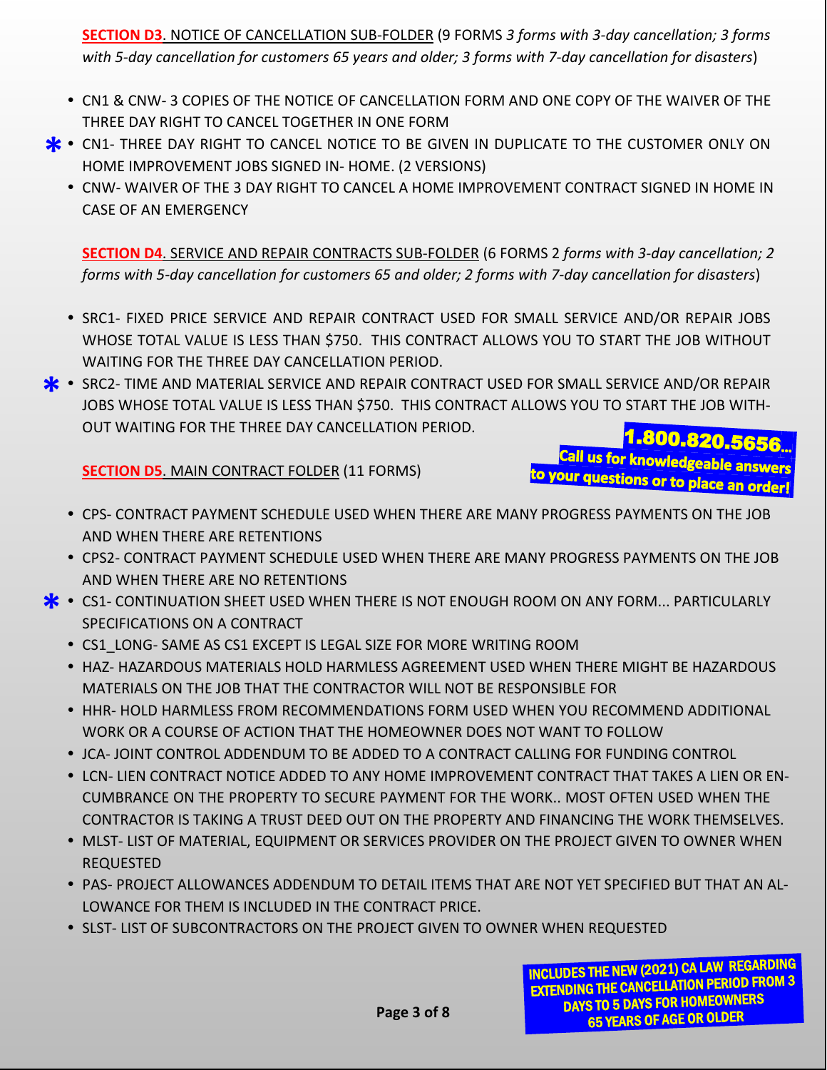**SECTION D3**. NOTICE OF CANCELLATION SUB-FOLDER (9 FORMS *3 forms with 3-day cancellation; 3 forms with 5-day cancellation for customers 65 years and older; 3 forms with 7-day cancellation for disasters*)

- CN1 & CNW- 3 COPIES OF THE NOTICE OF CANCELLATION FORM AND ONE COPY OF THE WAIVER OF THE THREE DAY RIGHT TO CANCEL TOGETHER IN ONE FORM
- * CN1- THREE DAY RIGHT TO CANCEL NOTICE TO BE GIVEN IN DUPLICATE TO THE CUSTOMER ONLY ON HOME IMPROVEMENT JOBS SIGNED IN- HOME. (2 VERSIONS)
- CNW- WAIVER OF THE 3 DAY RIGHT TO CANCEL A HOME IMPROVEMENT CONTRACT SIGNED IN HOME IN CASE OF AN EMERGENCY

**SECTION D4**. SERVICE AND REPAIR CONTRACTS SUB-FOLDER (6 FORMS 2 *forms with 3-day cancellation; 2 forms with 5-day cancellation for customers 65 and older; 2 forms with 7-day cancellation for disasters*)

- SRC1- FIXED PRICE SERVICE AND REPAIR CONTRACT USED FOR SMALL SERVICE AND/OR REPAIR JOBS WHOSE TOTAL VALUE IS LESS THAN $750. THIS CONTRACT ALLOWS YOU TO START THE JOB WITHOUT WAITING FOR THE THREE DAY CANCELLATION PERIOD.
- * SRC2- TIME AND MATERIAL SERVICE AND REPAIR CONTRACT USED FOR SMALL SERVICE AND/OR REPAIR JOBS WHOSE TOTAL VALUE IS LESS THAN $750. THIS CONTRACT ALLOWS YOU TO START THE JOB WITHOUT WAITING FOR THE THREE DAY CANCELLATION PERIOD.

**1.800.820.5656...**
**Call us for knowledgeable answers to your questions or to place an order!**

**SECTION D5**. MAIN CONTRACT FOLDER (11 FORMS)

- CPS- CONTRACT PAYMENT SCHEDULE USED WHEN THERE ARE MANY PROGRESS PAYMENTS ON THE JOB AND WHEN THERE ARE RETENTIONS
- CPS2- CONTRACT PAYMENT SCHEDULE USED WHEN THERE ARE MANY PROGRESS PAYMENTS ON THE JOB AND WHEN THERE ARE NO RETENTIONS
- * CS1- CONTINUATION SHEET USED WHEN THERE IS NOT ENOUGH ROOM ON ANY FORM... PARTICULARLY SPECIFICATIONS ON A CONTRACT
- CS1_LONG- SAME AS CS1 EXCEPT IS LEGAL SIZE FOR MORE WRITING ROOM
- HAZ- HAZARDOUS MATERIALS HOLD HARMLESS AGREEMENT USED WHEN THERE MIGHT BE HAZARDOUS MATERIALS ON THE JOB THAT THE CONTRACTOR WILL NOT BE RESPONSIBLE FOR
- HHR- HOLD HARMLESS FROM RECOMMENDATIONS FORM USED WHEN YOU RECOMMEND ADDITIONAL WORK OR A COURSE OF ACTION THAT THE HOMEOWNER DOES NOT WANT TO FOLLOW
- JCA- JOINT CONTROL ADDENDUM TO BE ADDED TO A CONTRACT CALLING FOR FUNDING CONTROL
- LCN- LIEN CONTRACT NOTICE ADDED TO ANY HOME IMPROVEMENT CONTRACT THAT TAKES A LIEN OR ENCUMBRANCE ON THE PROPERTY TO SECURE PAYMENT FOR THE WORK.. MOST OFTEN USED WHEN THE CONTRACTOR IS TAKING A TRUST DEED OUT ON THE PROPERTY AND FINANCING THE WORK THEMSELVES.
- MLST- LIST OF MATERIAL, EQUIPMENT OR SERVICES PROVIDER ON THE PROJECT GIVEN TO OWNER WHEN REQUESTED
- PAS- PROJECT ALLOWANCES ADDENDUM TO DETAIL ITEMS THAT ARE NOT YET SPECIFIED BUT THAT AN ALLOWANCE FOR THEM IS INCLUDED IN THE CONTRACT PRICE.
- SLST- LIST OF SUBCONTRACTORS ON THE PROJECT GIVEN TO OWNER WHEN REQUESTED

**INCLUDES THE NEW (2021) CA LAW REGARDING EXTENDING THE CANCELLATION PERIOD FROM 3 DAYS TO 5 DAYS FOR HOMEOWNERS 65 YEARS OF AGE OR OLDER**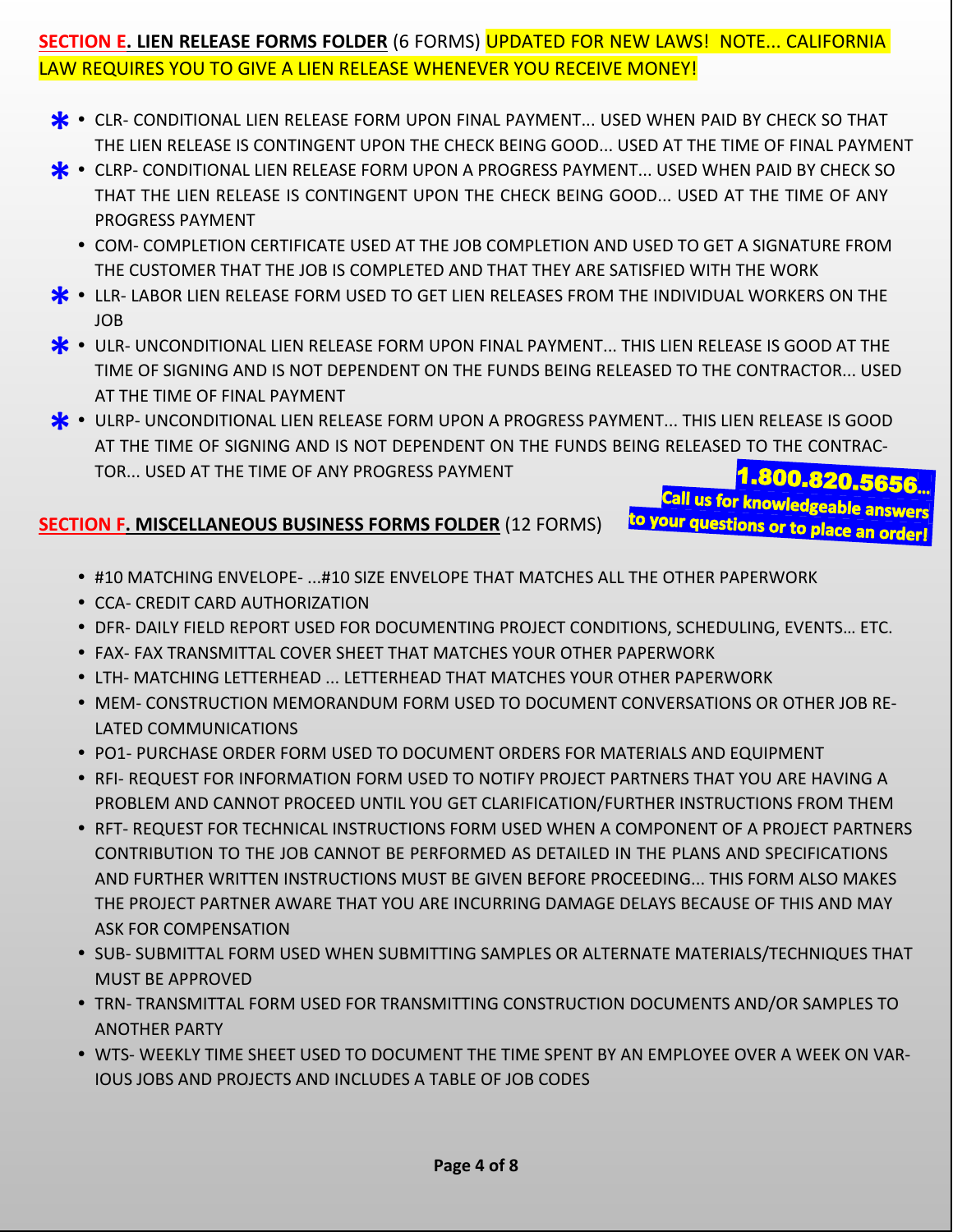## SECTION E. LIEN RELEASE FORMS FOLDER (6 FORMS) UPDATED FOR NEW LAWS! NOTE... CALIFORNIA LAW REQUIRES YOU TO GIVE A LIEN RELEASE WHENEVER YOU RECEIVE MONEY!

- * CLR- CONDITIONAL LIEN RELEASE FORM UPON FINAL PAYMENT... USED WHEN PAID BY CHECK SO THAT THE LIEN RELEASE IS CONTINGENT UPON THE CHECK BEING GOOD... USED AT THE TIME OF FINAL PAYMENT
- * CLRP- CONDITIONAL LIEN RELEASE FORM UPON A PROGRESS PAYMENT... USED WHEN PAID BY CHECK SO THAT THE LIEN RELEASE IS CONTINGENT UPON THE CHECK BEING GOOD... USED AT THE TIME OF ANY PROGRESS PAYMENT
- COM- COMPLETION CERTIFICATE USED AT THE JOB COMPLETION AND USED TO GET A SIGNATURE FROM THE CUSTOMER THAT THE JOB IS COMPLETED AND THAT THEY ARE SATISFIED WITH THE WORK
- * LLR- LABOR LIEN RELEASE FORM USED TO GET LIEN RELEASES FROM THE INDIVIDUAL WORKERS ON THE JOB
- * ULR- UNCONDITIONAL LIEN RELEASE FORM UPON FINAL PAYMENT... THIS LIEN RELEASE IS GOOD AT THE TIME OF SIGNING AND IS NOT DEPENDENT ON THE FUNDS BEING RELEASED TO THE CONTRACTOR... USED AT THE TIME OF FINAL PAYMENT
- * ULRP- UNCONDITIONAL LIEN RELEASE FORM UPON A PROGRESS PAYMENT... THIS LIEN RELEASE IS GOOD AT THE TIME OF SIGNING AND IS NOT DEPENDENT ON THE FUNDS BEING RELEASED TO THE CONTRACTOR... USED AT THE TIME OF ANY PROGRESS PAYMENT

**1.800.820.5656... Call us for knowledgeable answers to your questions or to place an order!**

## SECTION F. MISCELLANEOUS BUSINESS FORMS FOLDER (12 FORMS)

- #10 MATCHING ENVELOPE- ...#10 SIZE ENVELOPE THAT MATCHES ALL THE OTHER PAPERWORK
- CCA- CREDIT CARD AUTHORIZATION
- DFR- DAILY FIELD REPORT USED FOR DOCUMENTING PROJECT CONDITIONS, SCHEDULING, EVENTS… ETC.
- FAX- FAX TRANSMITTAL COVER SHEET THAT MATCHES YOUR OTHER PAPERWORK
- LTH- MATCHING LETTERHEAD ... LETTERHEAD THAT MATCHES YOUR OTHER PAPERWORK
- MEM- CONSTRUCTION MEMORANDUM FORM USED TO DOCUMENT CONVERSATIONS OR OTHER JOB RELATED COMMUNICATIONS
- PO1- PURCHASE ORDER FORM USED TO DOCUMENT ORDERS FOR MATERIALS AND EQUIPMENT
- RFI- REQUEST FOR INFORMATION FORM USED TO NOTIFY PROJECT PARTNERS THAT YOU ARE HAVING A PROBLEM AND CANNOT PROCEED UNTIL YOU GET CLARIFICATION/FURTHER INSTRUCTIONS FROM THEM
- RFT- REQUEST FOR TECHNICAL INSTRUCTIONS FORM USED WHEN A COMPONENT OF A PROJECT PARTNERS CONTRIBUTION TO THE JOB CANNOT BE PERFORMED AS DETAILED IN THE PLANS AND SPECIFICATIONS AND FURTHER WRITTEN INSTRUCTIONS MUST BE GIVEN BEFORE PROCEEDING... THIS FORM ALSO MAKES THE PROJECT PARTNER AWARE THAT YOU ARE INCURRING DAMAGE DELAYS BECAUSE OF THIS AND MAY ASK FOR COMPENSATION
- SUB- SUBMITTAL FORM USED WHEN SUBMITTING SAMPLES OR ALTERNATE MATERIALS/TECHNIQUES THAT MUST BE APPROVED
- TRN- TRANSMITTAL FORM USED FOR TRANSMITTING CONSTRUCTION DOCUMENTS AND/OR SAMPLES TO ANOTHER PARTY
- WTS- WEEKLY TIME SHEET USED TO DOCUMENT THE TIME SPENT BY AN EMPLOYEE OVER A WEEK ON VARIOUS JOBS AND PROJECTS AND INCLUDES A TABLE OF JOB CODES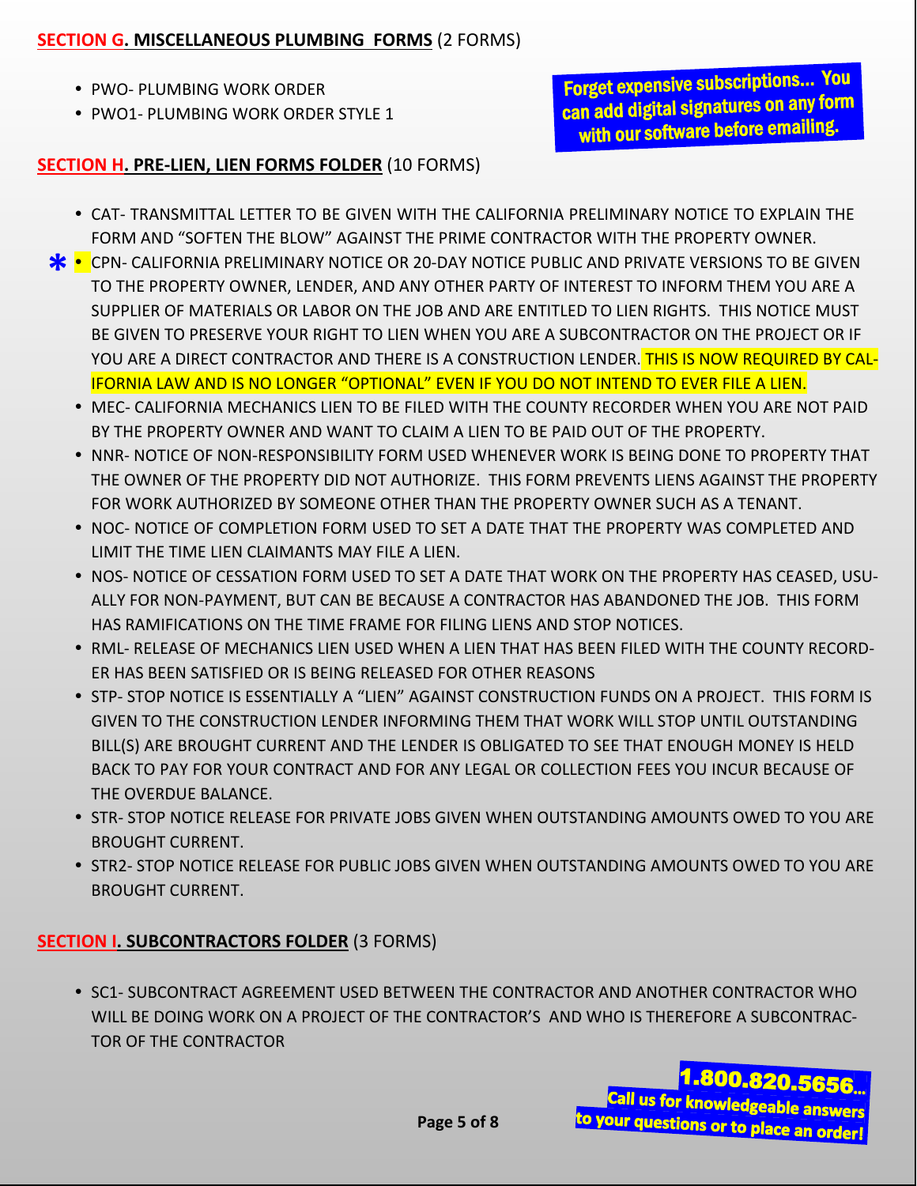**SECTION G. MISCELLANEOUS PLUMBING FORMS** (2 FORMS)

- PWO- PLUMBING WORK ORDER
- PWO1- PLUMBING WORK ORDER STYLE 1

**Forget expensive subscriptions... You can add digital signatures on any form with our software before emailing.**

**SECTION H. PRE-LIEN, LIEN FORMS FOLDER** (10 FORMS)

- CAT- TRANSMITTAL LETTER TO BE GIVEN WITH THE CALIFORNIA PRELIMINARY NOTICE TO EXPLAIN THE FORM AND "SOFTEN THE BLOW" AGAINST THE PRIME CONTRACTOR WITH THE PROPERTY OWNER.
- * CPN- CALIFORNIA PRELIMINARY NOTICE OR 20-DAY NOTICE PUBLIC AND PRIVATE VERSIONS TO BE GIVEN TO THE PROPERTY OWNER, LENDER, AND ANY OTHER PARTY OF INTEREST TO INFORM THEM YOU ARE A SUPPLIER OF MATERIALS OR LABOR ON THE JOB AND ARE ENTITLED TO LIEN RIGHTS. THIS NOTICE MUST BE GIVEN TO PRESERVE YOUR RIGHT TO LIEN WHEN YOU ARE A SUBCONTRACTOR ON THE PROJECT OR IF YOU ARE A DIRECT CONTRACTOR AND THERE IS A CONSTRUCTION LENDER. THIS IS NOW REQUIRED BY CALIFORNIA LAW AND IS NO LONGER "OPTIONAL" EVEN IF YOU DO NOT INTEND TO EVER FILE A LIEN.
- MEC- CALIFORNIA MECHANICS LIEN TO BE FILED WITH THE COUNTY RECORDER WHEN YOU ARE NOT PAID BY THE PROPERTY OWNER AND WANT TO CLAIM A LIEN TO BE PAID OUT OF THE PROPERTY.
- NNR- NOTICE OF NON-RESPONSIBILITY FORM USED WHENEVER WORK IS BEING DONE TO PROPERTY THAT THE OWNER OF THE PROPERTY DID NOT AUTHORIZE. THIS FORM PREVENTS LIENS AGAINST THE PROPERTY FOR WORK AUTHORIZED BY SOMEONE OTHER THAN THE PROPERTY OWNER SUCH AS A TENANT.
- NOC- NOTICE OF COMPLETION FORM USED TO SET A DATE THAT THE PROPERTY WAS COMPLETED AND LIMIT THE TIME LIEN CLAIMANTS MAY FILE A LIEN.
- NOS- NOTICE OF CESSATION FORM USED TO SET A DATE THAT WORK ON THE PROPERTY HAS CEASED, USUALLY FOR NON-PAYMENT, BUT CAN BE BECAUSE A CONTRACTOR HAS ABANDONED THE JOB. THIS FORM HAS RAMIFICATIONS ON THE TIME FRAME FOR FILING LIENS AND STOP NOTICES.
- RML- RELEASE OF MECHANICS LIEN USED WHEN A LIEN THAT HAS BEEN FILED WITH THE COUNTY RECORDER HAS BEEN SATISFIED OR IS BEING RELEASED FOR OTHER REASONS
- STP- STOP NOTICE IS ESSENTIALLY A "LIEN" AGAINST CONSTRUCTION FUNDS ON A PROJECT. THIS FORM IS GIVEN TO THE CONSTRUCTION LENDER INFORMING THEM THAT WORK WILL STOP UNTIL OUTSTANDING BILL(S) ARE BROUGHT CURRENT AND THE LENDER IS OBLIGATED TO SEE THAT ENOUGH MONEY IS HELD BACK TO PAY FOR YOUR CONTRACT AND FOR ANY LEGAL OR COLLECTION FEES YOU INCUR BECAUSE OF THE OVERDUE BALANCE.
- STR- STOP NOTICE RELEASE FOR PRIVATE JOBS GIVEN WHEN OUTSTANDING AMOUNTS OWED TO YOU ARE BROUGHT CURRENT.
- STR2- STOP NOTICE RELEASE FOR PUBLIC JOBS GIVEN WHEN OUTSTANDING AMOUNTS OWED TO YOU ARE BROUGHT CURRENT.

**SECTION I. SUBCONTRACTORS FOLDER** (3 FORMS)

- SC1- SUBCONTRACT AGREEMENT USED BETWEEN THE CONTRACTOR AND ANOTHER CONTRACTOR WHO WILL BE DOING WORK ON A PROJECT OF THE CONTRACTOR'S AND WHO IS THEREFORE A SUBCONTRACTOR OF THE CONTRACTOR

**1.800.820.5656... Call us for knowledgeable answers to your questions or to place an order!**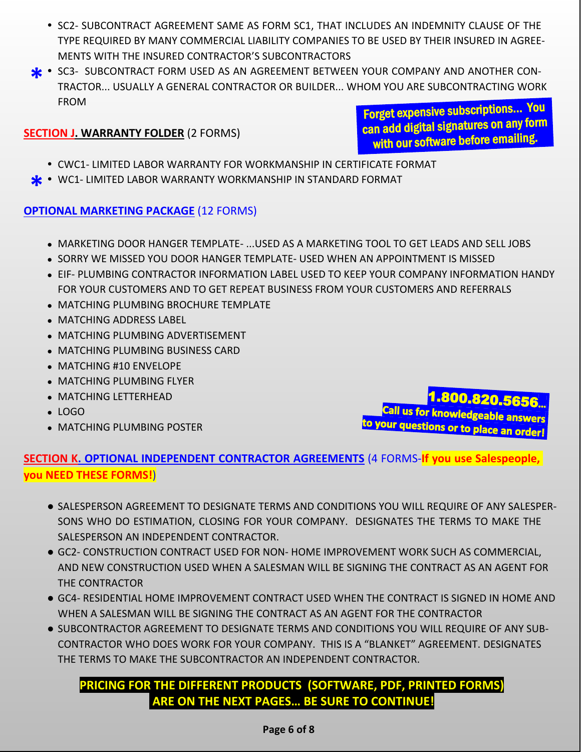- SC2- SUBCONTRACT AGREEMENT SAME AS FORM SC1, THAT INCLUDES AN INDEMNITY CLAUSE OF THE TYPE REQUIRED BY MANY COMMERCIAL LIABILITY COMPANIES TO BE USED BY THEIR INSURED IN AGREEMENTS WITH THE INSURED CONTRACTOR'S SUBCONTRACTORS
- * SC3- SUBCONTRACT FORM USED AS AN AGREEMENT BETWEEN YOUR COMPANY AND ANOTHER CONTRACTOR... USUALLY A GENERAL CONTRACTOR OR BUILDER... WHOM YOU ARE SUBCONTRACTING WORK FROM

**Forget expensive subscriptions... You can add digital signatures on any form with our software before emailing.**

## SECTION J. WARRANTY FOLDER (2 FORMS)

- CWC1- LIMITED LABOR WARRANTY FOR WORKMANSHIP IN CERTIFICATE FORMAT
- * WC1- LIMITED LABOR WARRANTY WORKMANSHIP IN STANDARD FORMAT

## OPTIONAL MARKETING PACKAGE (12 FORMS)

- MARKETING DOOR HANGER TEMPLATE- ...USED AS A MARKETING TOOL TO GET LEADS AND SELL JOBS
- SORRY WE MISSED YOU DOOR HANGER TEMPLATE- USED WHEN AN APPOINTMENT IS MISSED
- EIF- PLUMBING CONTRACTOR INFORMATION LABEL USED TO KEEP YOUR COMPANY INFORMATION HANDY FOR YOUR CUSTOMERS AND TO GET REPEAT BUSINESS FROM YOUR CUSTOMERS AND REFERRALS
- MATCHING PLUMBING BROCHURE TEMPLATE
- MATCHING ADDRESS LABEL
- MATCHING PLUMBING ADVERTISEMENT
- MATCHING PLUMBING BUSINESS CARD
- MATCHING #10 ENVELOPE
- MATCHING PLUMBING FLYER
- MATCHING LETTERHEAD
- LOGO
- MATCHING PLUMBING POSTER

**1.800.820.5656... Call us for knowledgeable answers to your questions or to place an order!**

## SECTION K. OPTIONAL INDEPENDENT CONTRACTOR AGREEMENTS (4 FORMS-**If you use Salespeople, you NEED THESE FORMS!**)

- SALESPERSON AGREEMENT TO DESIGNATE TERMS AND CONDITIONS YOU WILL REQUIRE OF ANY SALESPERSONS WHO DO ESTIMATION, CLOSING FOR YOUR COMPANY. DESIGNATES THE TERMS TO MAKE THE SALESPERSON AN INDEPENDENT CONTRACTOR.
- GC2- CONSTRUCTION CONTRACT USED FOR NON- HOME IMPROVEMENT WORK SUCH AS COMMERCIAL, AND NEW CONSTRUCTION USED WHEN A SALESMAN WILL BE SIGNING THE CONTRACT AS AN AGENT FOR THE CONTRACTOR
- GC4- RESIDENTIAL HOME IMPROVEMENT CONTRACT USED WHEN THE CONTRACT IS SIGNED IN HOME AND WHEN A SALESMAN WILL BE SIGNING THE CONTRACT AS AN AGENT FOR THE CONTRACTOR
- SUBCONTRACTOR AGREEMENT TO DESIGNATE TERMS AND CONDITIONS YOU WILL REQUIRE OF ANY SUBCONTRACTOR WHO DOES WORK FOR YOUR COMPANY. THIS IS A "BLANKET" AGREEMENT. DESIGNATES THE TERMS TO MAKE THE SUBCONTRACTOR AN INDEPENDENT CONTRACTOR.

**PRICING FOR THE DIFFERENT PRODUCTS (SOFTWARE, PDF, PRINTED FORMS) ARE ON THE NEXT PAGES... BE SURE TO CONTINUE!**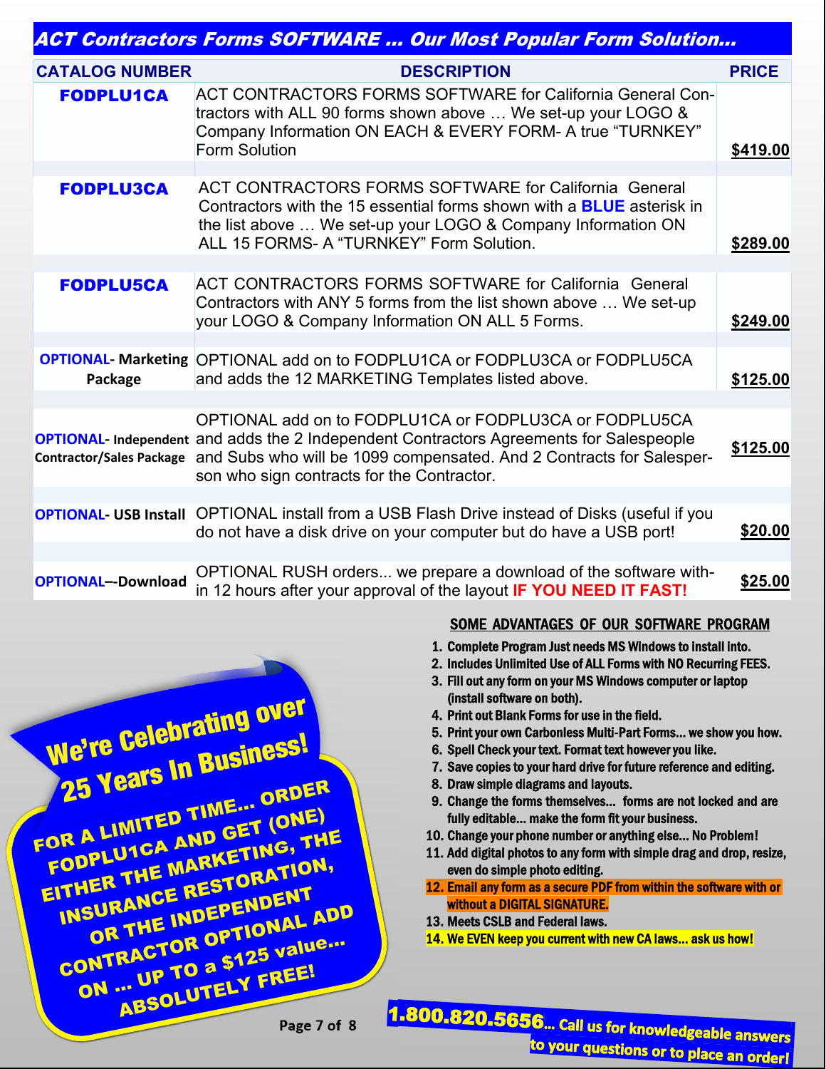## ACT Contractors Forms SOFTWARE … Our Most Popular Form Solution…

| CATALOG NUMBER | DESCRIPTION | PRICE |
|---|---|---|
| **FODPLU1CA** | ACT CONTRACTORS FORMS SOFTWARE for California General Contractors with ALL 90 forms shown above … We set-up your LOGO & Company Information ON EACH & EVERY FORM- A true "TURNKEY" Form Solution | **$419.00** |
| **FODPLU3CA** | ACT CONTRACTORS FORMS SOFTWARE for California General Contractors with the 15 essential forms shown with a **BLUE** asterisk in the list above … We set-up your LOGO & Company Information ON ALL 15 FORMS- A "TURNKEY" Form Solution. | **$289.00** |
| **FODPLU5CA** | ACT CONTRACTORS FORMS SOFTWARE for California General Contractors with ANY 5 forms from the list shown above … We set-up your LOGO & Company Information ON ALL 5 Forms. | **$249.00** |
| **OPTIONAL- Marketing Package** | OPTIONAL add on to FODPLU1CA or FODPLU3CA or FODPLU5CA and adds the 12 MARKETING Templates listed above. | **$125.00** |
| **OPTIONAL- Independent Contractor/Sales Package** | OPTIONAL add on to FODPLU1CA or FODPLU3CA or FODPLU5CA and adds the 2 Independent Contractors Agreements for Salespeople and Subs who will be 1099 compensated. And 2 Contracts for Salesperson who sign contracts for the Contractor. | **$125.00** |
| **OPTIONAL- USB Install** | OPTIONAL install from a USB Flash Drive instead of Disks (useful if you do not have a disk drive on your computer but do have a USB port! | **$20.00** |
| **OPTIONAL–-Download** | OPTIONAL RUSH orders... we prepare a download of the software within 12 hours after your approval of the layout **IF YOU NEED IT FAST!** | **$25.00** |

**We're Celebrating over 25 Years In Business!**

**FOR A LIMITED TIME… ORDER FODPLU1CA AND GET (ONE) EITHER THE MARKETING, THE INSURANCE RESTORATION, OR THE INDEPENDENT CONTRACTOR OPTIONAL ADD ON … UP TO a $125 value… ABSOLUTELY FREE!**

### SOME ADVANTAGES OF OUR SOFTWARE PROGRAM

1. Complete Program Just needs MS Windows to install into.
2. Includes Unlimited Use of ALL Forms with NO Recurring FEES.
3. Fill out any form on your MS Windows computer or laptop (install software on both).
4. Print out Blank Forms for use in the field.
5. Print your own Carbonless Multi-Part Forms... we show you how.
6. Spell Check your text. Format text however you like.
7. Save copies to your hard drive for future reference and editing.
8. Draw simple diagrams and layouts.
9. Change the forms themselves... forms are not locked and are fully editable... make the form fit your business.
10. Change your phone number or anything else... No Problem!
11. Add digital photos to any form with simple drag and drop, resize, even do simple photo editing.
12. Email any form as a secure PDF from within the software with or without a DIGITAL SIGNATURE.
13. Meets CSLB and Federal laws.
14. We EVEN keep you current with new CA laws... ask us how!

**1.800.820.5656... Call us for knowledgeable answers to your questions or to place an order!**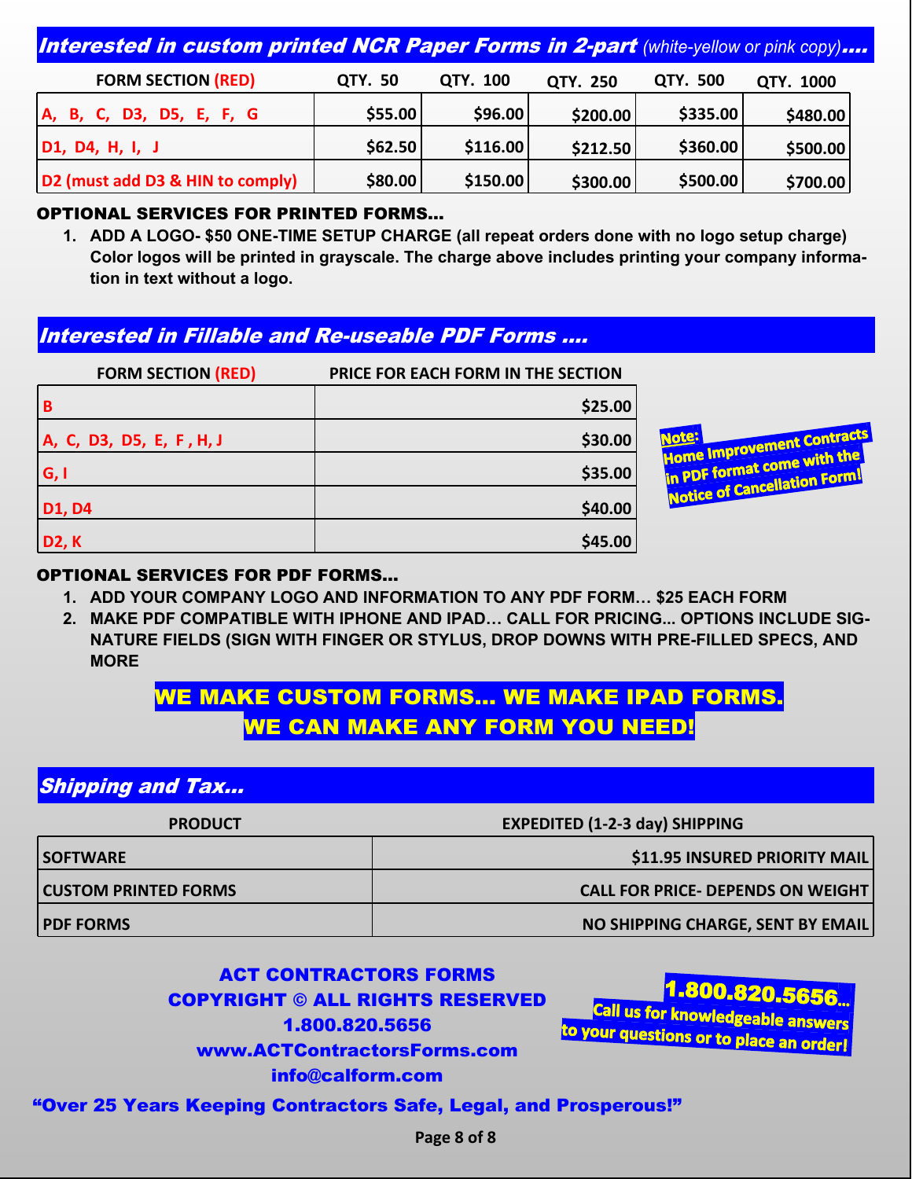## *Interested in custom printed NCR Paper Forms in 2-part (white-yellow or pink copy)....*

| FORM SECTION (RED) | QTY. 50 | QTY. 100 | QTY. 250 | QTY. 500 | QTY. 1000 |
|---|---|---|---|---|---|
| A, B, C, D3, D5, E, F, G | $55.00 | $96.00 | $200.00 | $335.00 | $480.00 |
| D1, D4, H, I, J | $62.50 | $116.00 | $212.50 | $360.00 | $500.00 |
| D2 (must add D3 & HIN to comply) | $80.00 | $150.00 | $300.00 | $500.00 | $700.00 |

**OPTIONAL SERVICES FOR PRINTED FORMS...**

1. **ADD A LOGO- $50 ONE-TIME SETUP CHARGE (all repeat orders done with no logo setup charge) Color logos will be printed in grayscale. The charge above includes printing your company information in text without a logo.**

## *Interested in Fillable and Re-useable PDF Forms ....*

| FORM SECTION (RED) | PRICE FOR EACH FORM IN THE SECTION |
|---|---|
| B | $25.00 |
| A, C, D3, D5, E, F , H, J | $30.00 |
| G, I | $35.00 |
| D1, D4 | $40.00 |
| D2, K | $45.00 |

**Note:** Home Improvement Contracts in PDF format come with the Notice of Cancellation Form!

**OPTIONAL SERVICES FOR PDF FORMS...**

1. **ADD YOUR COMPANY LOGO AND INFORMATION TO ANY PDF FORM… $25 EACH FORM**
2. **MAKE PDF COMPATIBLE WITH IPHONE AND IPAD… CALL FOR PRICING... OPTIONS INCLUDE SIGNATURE FIELDS (SIGN WITH FINGER OR STYLUS, DROP DOWNS WITH PRE-FILLED SPECS, AND MORE**

**WE MAKE CUSTOM FORMS... WE MAKE IPAD FORMS.**
**WE CAN MAKE ANY FORM YOU NEED!**

## *Shipping and Tax...*

| PRODUCT | EXPEDITED (1-2-3 day) SHIPPING |
|---|---|
| SOFTWARE | $11.95 INSURED PRIORITY MAIL |
| CUSTOM PRINTED FORMS | CALL FOR PRICE- DEPENDS ON WEIGHT |
| PDF FORMS | NO SHIPPING CHARGE, SENT BY EMAIL |

**ACT CONTRACTORS FORMS**
**COPYRIGHT © ALL RIGHTS RESERVED**
**1.800.820.5656**
**www.ACTContractorsForms.com**
**info@calform.com**

**1.800.820.5656...**
**Call us for knowledgeable answers to your questions or to place an order!**

**"Over 25 Years Keeping Contractors Safe, Legal, and Prosperous!"**